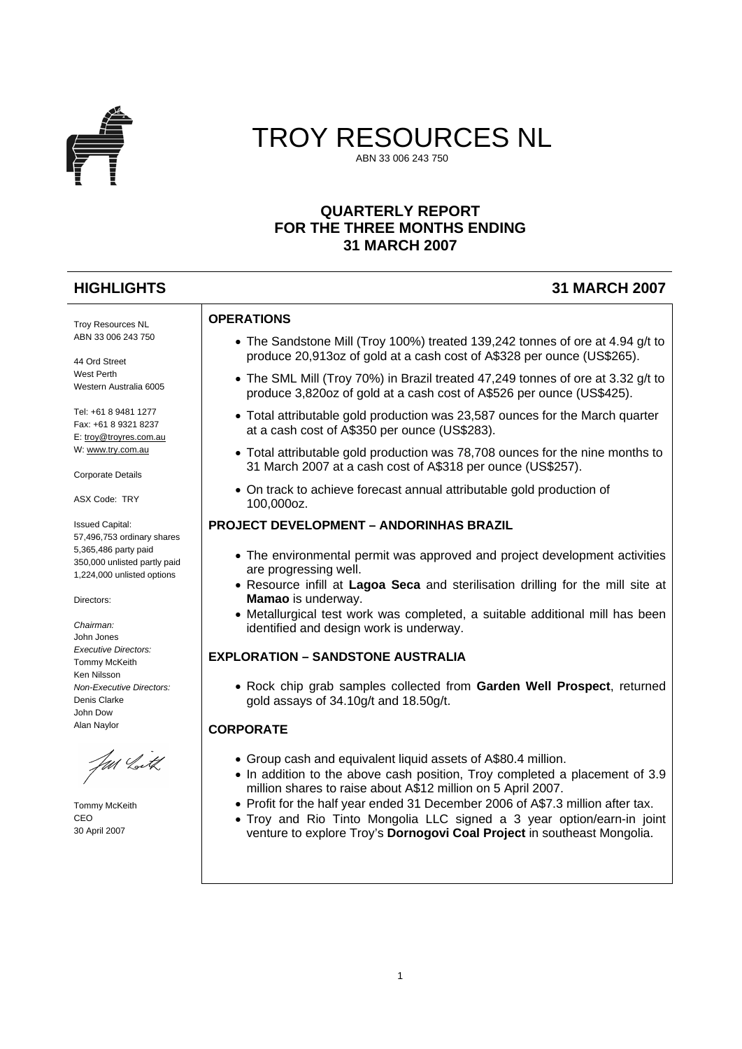# TROY RESOURCES NL

ABN 33 006 243 750

## QUARTERLY REPORT
## FOR THE THREE MONTHS ENDING
## 31 MARCH 2007

## HIGHLIGHTS 31 MARCH 2007

Troy Resources NL
ABN 33 006 243 750

44 Ord Street
West Perth
Western Australia 6005

Tel: +61 8 9481 1277
Fax: +61 8 9321 8237
E: troy@troyres.com.au
W: www.try.com.au

Corporate Details

ASX Code: TRY

Issued Capital:
57,496,753 ordinary shares
5,365,486 party paid
350,000 unlisted partly paid
1,224,000 unlisted options

Directors:

*Chairman:*
John Jones
*Executive Directors:*
Tommy McKeith
Ken Nilsson
*Non-Executive Directors:*
Denis Clarke
John Dow
Alan Naylor

Tommy McKeith
CEO
30 April 2007

### OPERATIONS

- The Sandstone Mill (Troy 100%) treated 139,242 tonnes of ore at 4.94 g/t to produce 20,913oz of gold at a cash cost of A$328 per ounce (US$265).
- The SML Mill (Troy 70%) in Brazil treated 47,249 tonnes of ore at 3.32 g/t to produce 3,820oz of gold at a cash cost of A$526 per ounce (US$425).
- Total attributable gold production was 23,587 ounces for the March quarter at a cash cost of A$350 per ounce (US$283).
- Total attributable gold production was 78,708 ounces for the nine months to 31 March 2007 at a cash cost of A$318 per ounce (US$257).
- On track to achieve forecast annual attributable gold production of 100,000oz.

### PROJECT DEVELOPMENT – ANDORINHAS BRAZIL

- The environmental permit was approved and project development activities are progressing well.
- Resource infill at **Lagoa Seca** and sterilisation drilling for the mill site at **Mamao** is underway.
- Metallurgical test work was completed, a suitable additional mill has been identified and design work is underway.

### EXPLORATION – SANDSTONE AUSTRALIA

- Rock chip grab samples collected from **Garden Well Prospect**, returned gold assays of 34.10g/t and 18.50g/t.

### CORPORATE

- Group cash and equivalent liquid assets of A$80.4 million.
- In addition to the above cash position, Troy completed a placement of 3.9 million shares to raise about A$12 million on 5 April 2007.
- Profit for the half year ended 31 December 2006 of A$7.3 million after tax.
- Troy and Rio Tinto Mongolia LLC signed a 3 year option/earn-in joint venture to explore Troy's **Dornogovi Coal Project** in southeast Mongolia.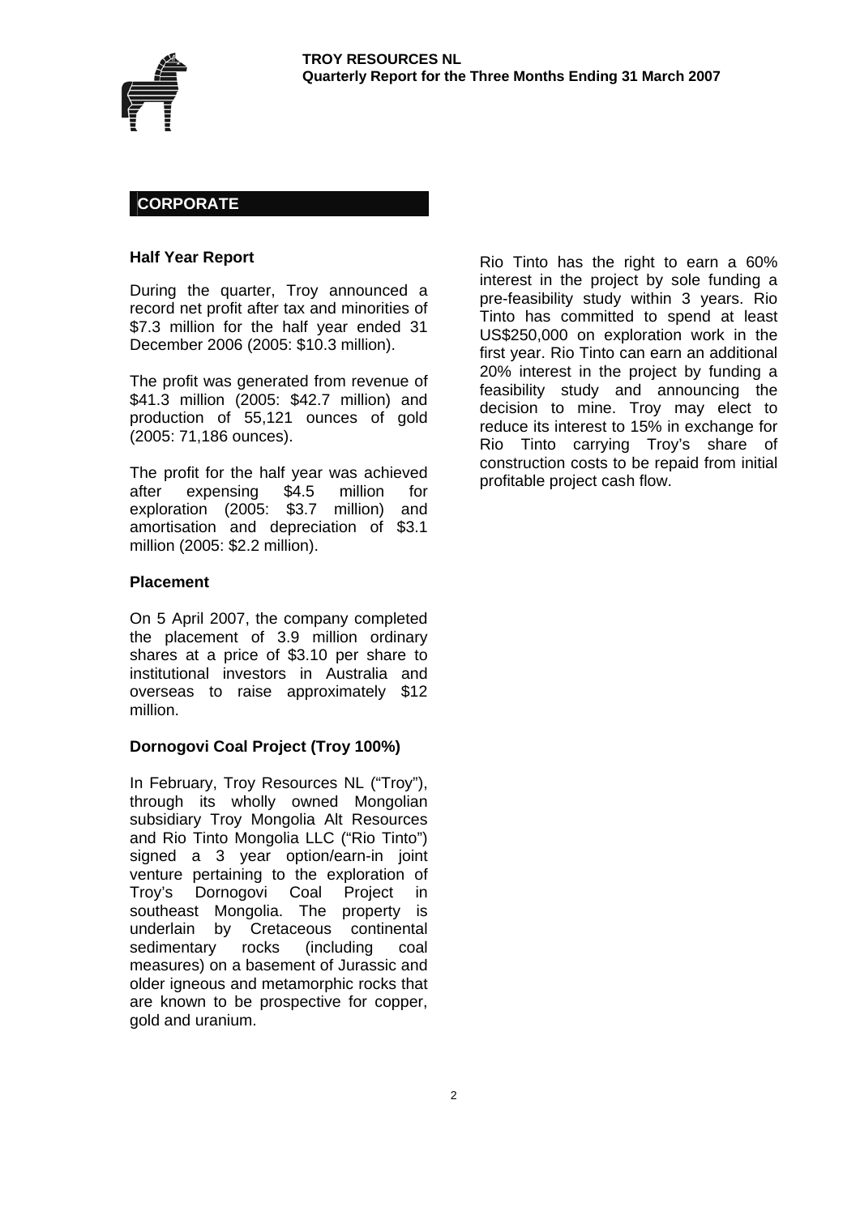## CORPORATE

### Half Year Report

During the quarter, Troy announced a record net profit after tax and minorities of \$7.3 million for the half year ended 31 December 2006 (2005: \$10.3 million).

The profit was generated from revenue of \$41.3 million (2005: \$42.7 million) and production of 55,121 ounces of gold (2005: 71,186 ounces).

The profit for the half year was achieved after expensing \$4.5 million for exploration (2005: \$3.7 million) and amortisation and depreciation of \$3.1 million (2005: \$2.2 million).

### Placement

On 5 April 2007, the company completed the placement of 3.9 million ordinary shares at a price of \$3.10 per share to institutional investors in Australia and overseas to raise approximately \$12 million.

### Dornogovi Coal Project (Troy 100%)

In February, Troy Resources NL ("Troy"), through its wholly owned Mongolian subsidiary Troy Mongolia Alt Resources and Rio Tinto Mongolia LLC ("Rio Tinto") signed a 3 year option/earn-in joint venture pertaining to the exploration of Troy's Dornogovi Coal Project in southeast Mongolia. The property is underlain by Cretaceous continental sedimentary rocks (including coal measures) on a basement of Jurassic and older igneous and metamorphic rocks that are known to be prospective for copper, gold and uranium.

Rio Tinto has the right to earn a 60% interest in the project by sole funding a pre-feasibility study within 3 years. Rio Tinto has committed to spend at least US\$250,000 on exploration work in the first year. Rio Tinto can earn an additional 20% interest in the project by funding a feasibility study and announcing the decision to mine. Troy may elect to reduce its interest to 15% in exchange for Rio Tinto carrying Troy's share of construction costs to be repaid from initial profitable project cash flow.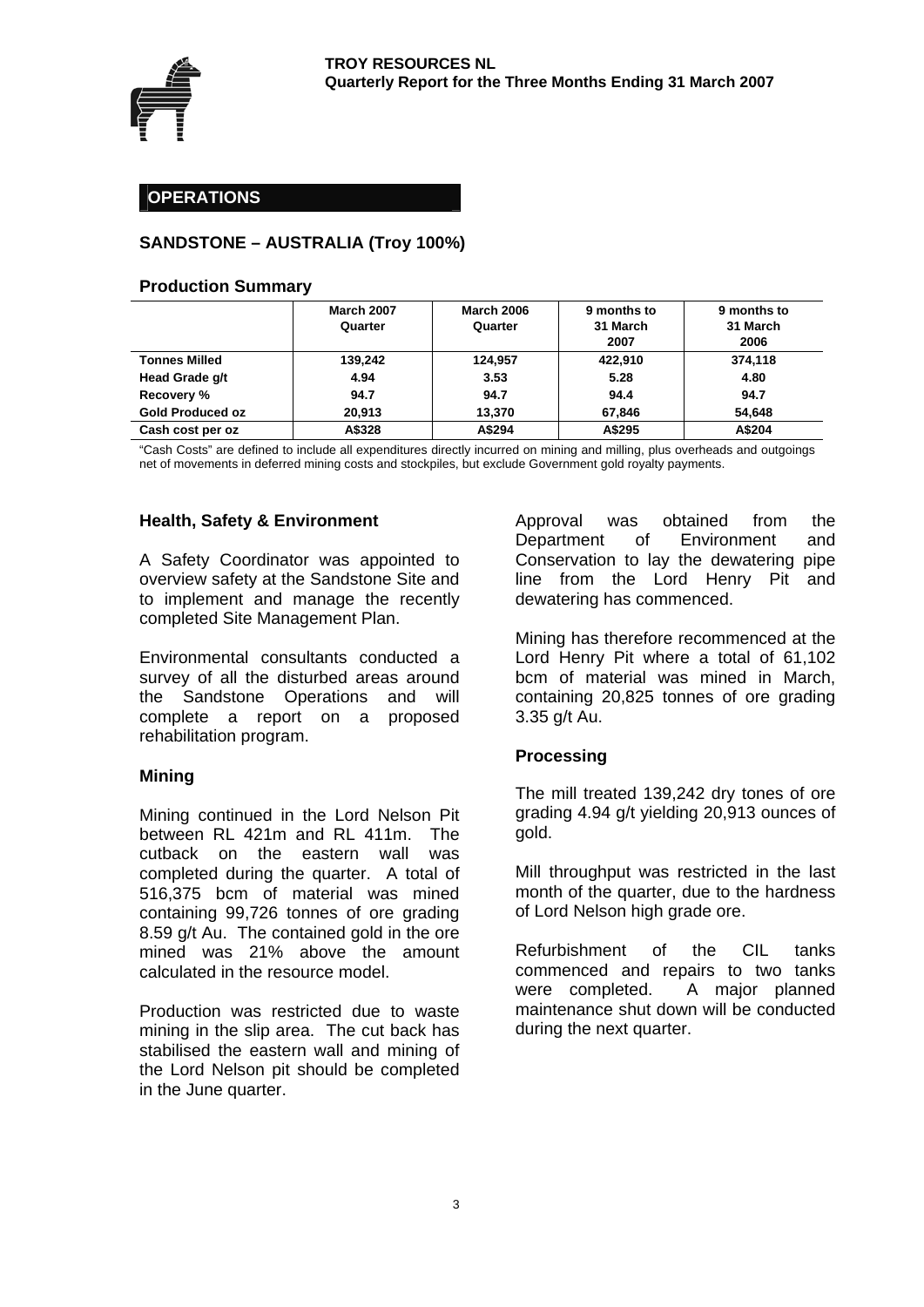## OPERATIONS

### SANDSTONE – AUSTRALIA (Troy 100%)

#### Production Summary

| | March 2007 Quarter | March 2006 Quarter | 9 months to 31 March 2007 | 9 months to 31 March 2006 |
|---|---|---|---|---|
| **Tonnes Milled** | 139,242 | 124,957 | 422,910 | 374,118 |
| **Head Grade g/t** | 4.94 | 3.53 | 5.28 | 4.80 |
| **Recovery %** | 94.7 | 94.7 | 94.4 | 94.7 |
| **Gold Produced oz** | 20,913 | 13,370 | 67,846 | 54,648 |
| **Cash cost per oz** | A$328 | A$294 | A$295 | A$204 |

"Cash Costs" are defined to include all expenditures directly incurred on mining and milling, plus overheads and outgoings net of movements in deferred mining costs and stockpiles, but exclude Government gold royalty payments.

#### Health, Safety & Environment

A Safety Coordinator was appointed to overview safety at the Sandstone Site and to implement and manage the recently completed Site Management Plan.

Environmental consultants conducted a survey of all the disturbed areas around the Sandstone Operations and will complete a report on a proposed rehabilitation program.

#### Mining

Mining continued in the Lord Nelson Pit between RL 421m and RL 411m. The cutback on the eastern wall was completed during the quarter. A total of 516,375 bcm of material was mined containing 99,726 tonnes of ore grading 8.59 g/t Au. The contained gold in the ore mined was 21% above the amount calculated in the resource model.

Production was restricted due to waste mining in the slip area. The cut back has stabilised the eastern wall and mining of the Lord Nelson pit should be completed in the June quarter.

Approval was obtained from the Department of Environment and Conservation to lay the dewatering pipe line from the Lord Henry Pit and dewatering has commenced.

Mining has therefore recommenced at the Lord Henry Pit where a total of 61,102 bcm of material was mined in March, containing 20,825 tonnes of ore grading 3.35 g/t Au.

#### Processing

The mill treated 139,242 dry tones of ore grading 4.94 g/t yielding 20,913 ounces of gold.

Mill throughput was restricted in the last month of the quarter, due to the hardness of Lord Nelson high grade ore.

Refurbishment of the CIL tanks commenced and repairs to two tanks were completed. A major planned maintenance shut down will be conducted during the next quarter.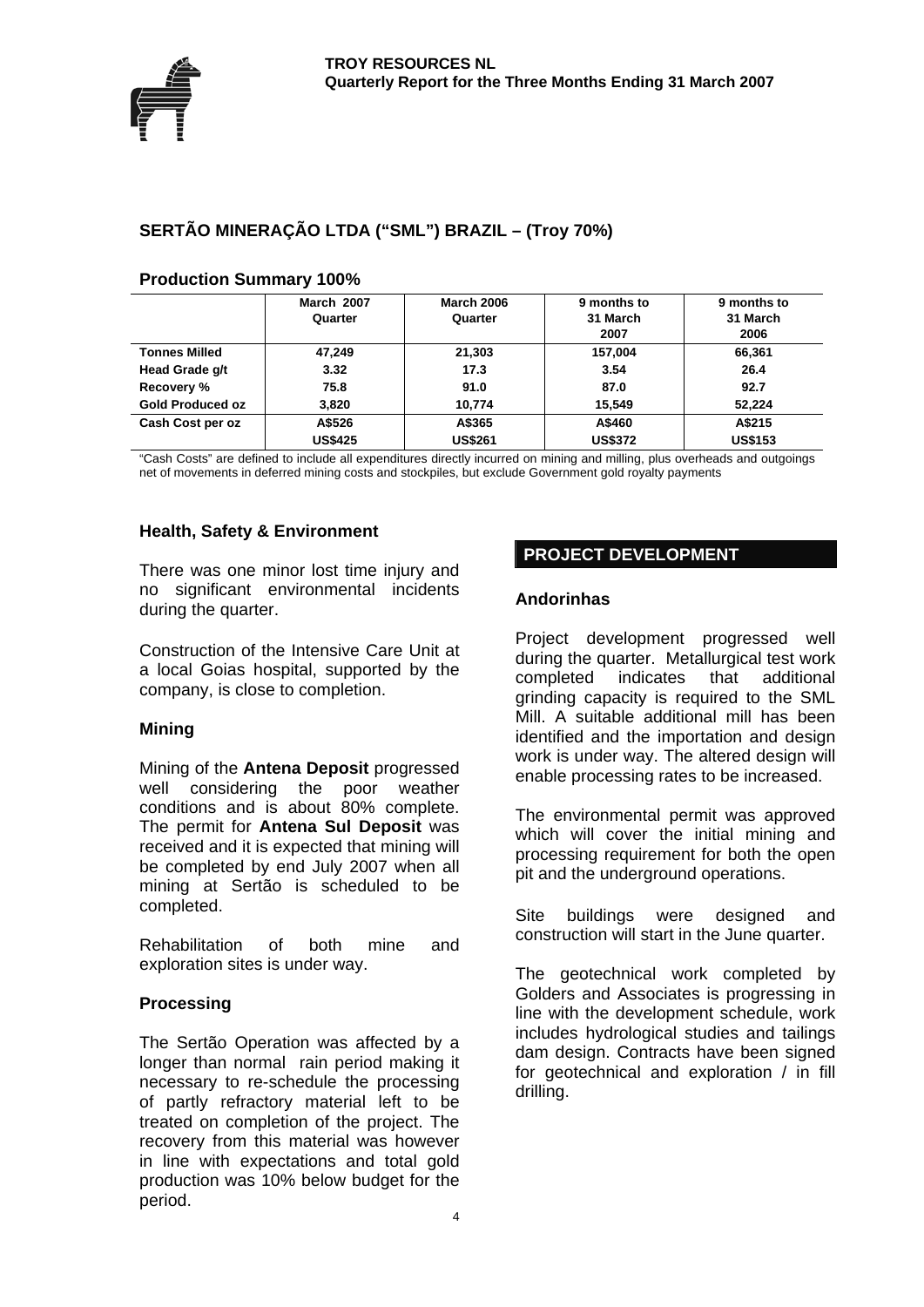## SERTÃO MINERAÇÃO LTDA ("SML") BRAZIL – (Troy 70%)

### Production Summary 100%

| | March 2007 Quarter | March 2006 Quarter | 9 months to 31 March 2007 | 9 months to 31 March 2006 |
|---|---|---|---|---|
| **Tonnes Milled** | 47,249 | 21,303 | 157,004 | 66,361 |
| **Head Grade g/t** | 3.32 | 17.3 | 3.54 | 26.4 |
| **Recovery %** | 75.8 | 91.0 | 87.0 | 92.7 |
| **Gold Produced oz** | 3,820 | 10,774 | 15,549 | 52,224 |
| **Cash Cost per oz** | A$526<br>US$425 | A$365<br>US$261 | A$460<br>US$372 | A$215<br>US$153 |

"Cash Costs" are defined to include all expenditures directly incurred on mining and milling, plus overheads and outgoings net of movements in deferred mining costs and stockpiles, but exclude Government gold royalty payments

### Health, Safety & Environment

There was one minor lost time injury and no significant environmental incidents during the quarter.

Construction of the Intensive Care Unit at a local Goias hospital, supported by the company, is close to completion.

### Mining

Mining of the **Antena Deposit** progressed well considering the poor weather conditions and is about 80% complete. The permit for **Antena Sul Deposit** was received and it is expected that mining will be completed by end July 2007 when all mining at Sertão is scheduled to be completed.

Rehabilitation of both mine and exploration sites is under way.

### Processing

The Sertão Operation was affected by a longer than normal rain period making it necessary to re-schedule the processing of partly refractory material left to be treated on completion of the project. The recovery from this material was however in line with expectations and total gold production was 10% below budget for the period.

## PROJECT DEVELOPMENT

### Andorinhas

Project development progressed well during the quarter. Metallurgical test work completed indicates that additional grinding capacity is required to the SML Mill. A suitable additional mill has been identified and the importation and design work is under way. The altered design will enable processing rates to be increased.

The environmental permit was approved which will cover the initial mining and processing requirement for both the open pit and the underground operations.

Site buildings were designed and construction will start in the June quarter.

The geotechnical work completed by Golders and Associates is progressing in line with the development schedule, work includes hydrological studies and tailings dam design. Contracts have been signed for geotechnical and exploration / in fill drilling.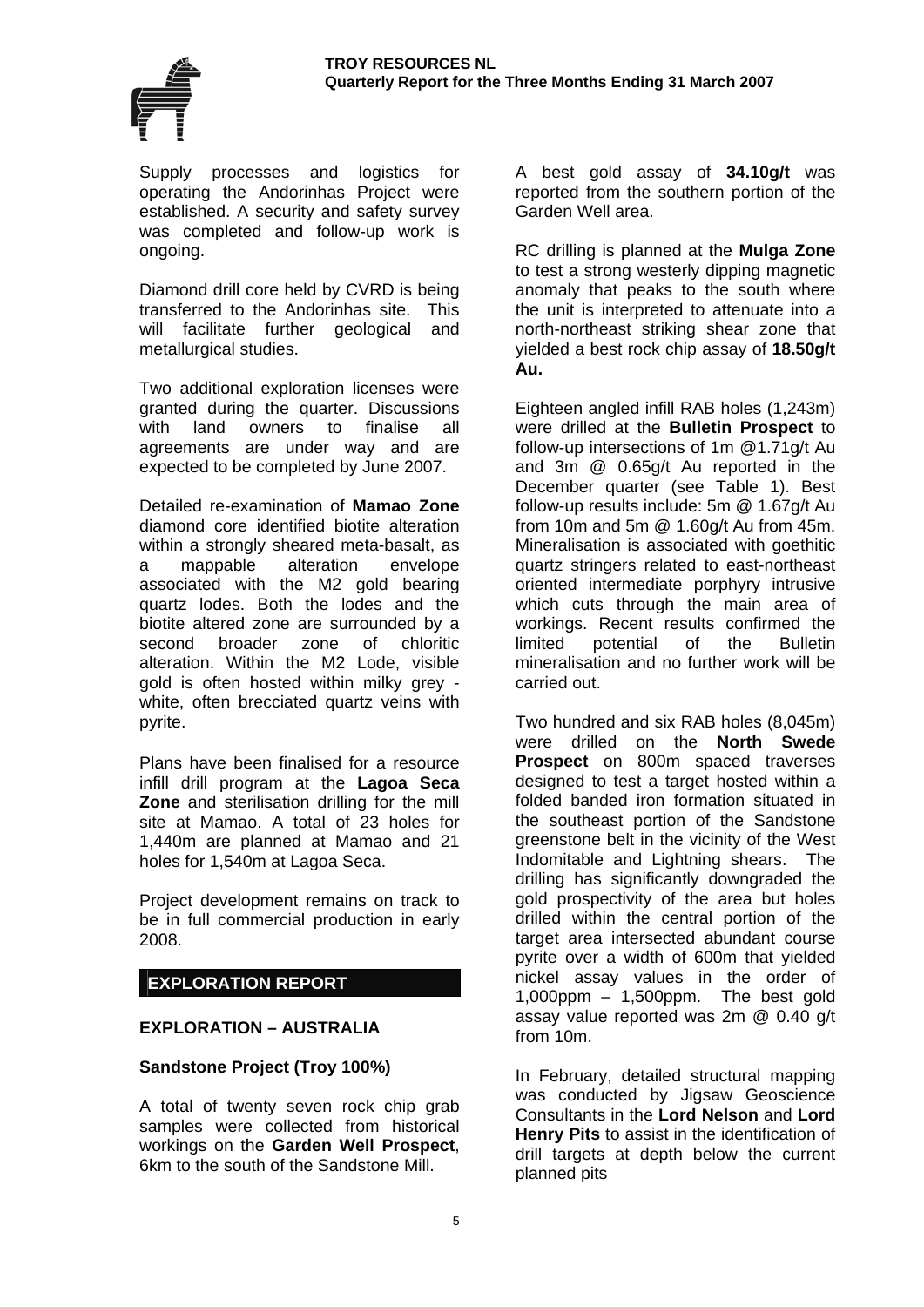Supply processes and logistics for operating the Andorinhas Project were established. A security and safety survey was completed and follow-up work is ongoing.

Diamond drill core held by CVRD is being transferred to the Andorinhas site. This will facilitate further geological and metallurgical studies.

Two additional exploration licenses were granted during the quarter. Discussions with land owners to finalise all agreements are under way and are expected to be completed by June 2007.

Detailed re-examination of **Mamao Zone** diamond core identified biotite alteration within a strongly sheared meta-basalt, as a mappable alteration envelope associated with the M2 gold bearing quartz lodes. Both the lodes and the biotite altered zone are surrounded by a second broader zone of chloritic alteration. Within the M2 Lode, visible gold is often hosted within milky grey - white, often brecciated quartz veins with pyrite.

Plans have been finalised for a resource infill drill program at the **Lagoa Seca Zone** and sterilisation drilling for the mill site at Mamao. A total of 23 holes for 1,440m are planned at Mamao and 21 holes for 1,540m at Lagoa Seca.

Project development remains on track to be in full commercial production in early 2008.

## EXPLORATION REPORT

### EXPLORATION – AUSTRALIA

#### Sandstone Project (Troy 100%)

A total of twenty seven rock chip grab samples were collected from historical workings on the **Garden Well Prospect**, 6km to the south of the Sandstone Mill.

A best gold assay of **34.10g/t** was reported from the southern portion of the Garden Well area.

RC drilling is planned at the **Mulga Zone** to test a strong westerly dipping magnetic anomaly that peaks to the south where the unit is interpreted to attenuate into a north-northeast striking shear zone that yielded a best rock chip assay of **18.50g/t Au.**

Eighteen angled infill RAB holes (1,243m) were drilled at the **Bulletin Prospect** to follow-up intersections of 1m @1.71g/t Au and 3m @ 0.65g/t Au reported in the December quarter (see Table 1). Best follow-up results include: 5m @ 1.67g/t Au from 10m and 5m @ 1.60g/t Au from 45m. Mineralisation is associated with goethitic quartz stringers related to east-northeast oriented intermediate porphyry intrusive which cuts through the main area of workings. Recent results confirmed the limited potential of the Bulletin mineralisation and no further work will be carried out.

Two hundred and six RAB holes (8,045m) were drilled on the **North Swede Prospect** on 800m spaced traverses designed to test a target hosted within a folded banded iron formation situated in the southeast portion of the Sandstone greenstone belt in the vicinity of the West Indomitable and Lightning shears. The drilling has significantly downgraded the gold prospectivity of the area but holes drilled within the central portion of the target area intersected abundant course pyrite over a width of 600m that yielded nickel assay values in the order of 1,000ppm – 1,500ppm. The best gold assay value reported was 2m @ 0.40 g/t from 10m.

In February, detailed structural mapping was conducted by Jigsaw Geoscience Consultants in the **Lord Nelson** and **Lord Henry Pits** to assist in the identification of drill targets at depth below the current planned pits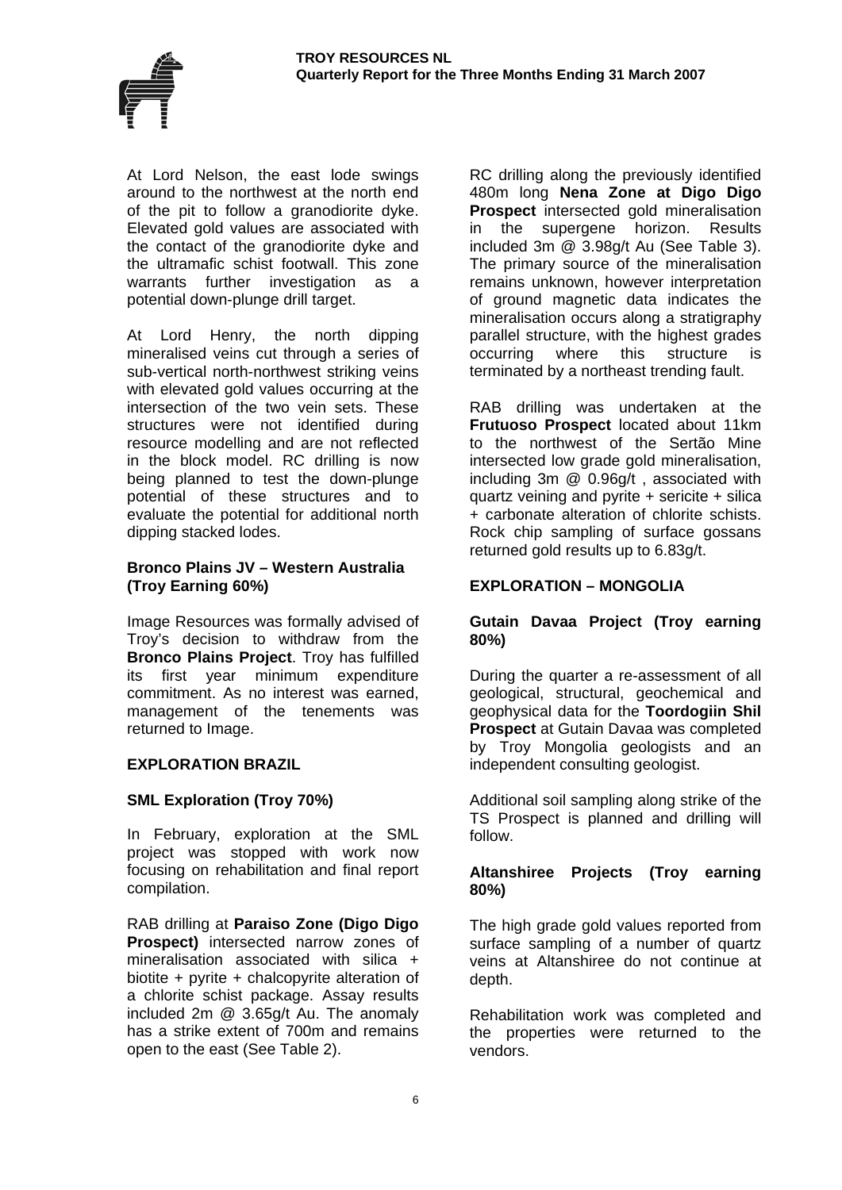At Lord Nelson, the east lode swings around to the northwest at the north end of the pit to follow a granodiorite dyke. Elevated gold values are associated with the contact of the granodiorite dyke and the ultramafic schist footwall. This zone warrants further investigation as a potential down-plunge drill target.

At Lord Henry, the north dipping mineralised veins cut through a series of sub-vertical north-northwest striking veins with elevated gold values occurring at the intersection of the two vein sets. These structures were not identified during resource modelling and are not reflected in the block model. RC drilling is now being planned to test the down-plunge potential of these structures and to evaluate the potential for additional north dipping stacked lodes.

### Bronco Plains JV – Western Australia (Troy Earning 60%)

Image Resources was formally advised of Troy's decision to withdraw from the **Bronco Plains Project**. Troy has fulfilled its first year minimum expenditure commitment. As no interest was earned, management of the tenements was returned to Image.

## EXPLORATION BRAZIL

### SML Exploration (Troy 70%)

In February, exploration at the SML project was stopped with work now focusing on rehabilitation and final report compilation.

RAB drilling at **Paraiso Zone (Digo Digo Prospect)** intersected narrow zones of mineralisation associated with silica + biotite + pyrite + chalcopyrite alteration of a chlorite schist package. Assay results included 2m @ 3.65g/t Au. The anomaly has a strike extent of 700m and remains open to the east (See Table 2).

RC drilling along the previously identified 480m long **Nena Zone at Digo Digo Prospect** intersected gold mineralisation in the supergene horizon. Results included 3m @ 3.98g/t Au (See Table 3). The primary source of the mineralisation remains unknown, however interpretation of ground magnetic data indicates the mineralisation occurs along a stratigraphy parallel structure, with the highest grades occurring where this structure is terminated by a northeast trending fault.

RAB drilling was undertaken at the **Frutuoso Prospect** located about 11km to the northwest of the Sertão Mine intersected low grade gold mineralisation, including 3m @ 0.96g/t , associated with quartz veining and pyrite + sericite + silica + carbonate alteration of chlorite schists. Rock chip sampling of surface gossans returned gold results up to 6.83g/t.

## EXPLORATION – MONGOLIA

### Gutain Davaa Project (Troy earning 80%)

During the quarter a re-assessment of all geological, structural, geochemical and geophysical data for the **Toordogiin Shil Prospect** at Gutain Davaa was completed by Troy Mongolia geologists and an independent consulting geologist.

Additional soil sampling along strike of the TS Prospect is planned and drilling will follow.

### Altanshiree Projects (Troy earning 80%)

The high grade gold values reported from surface sampling of a number of quartz veins at Altanshiree do not continue at depth.

Rehabilitation work was completed and the properties were returned to the vendors.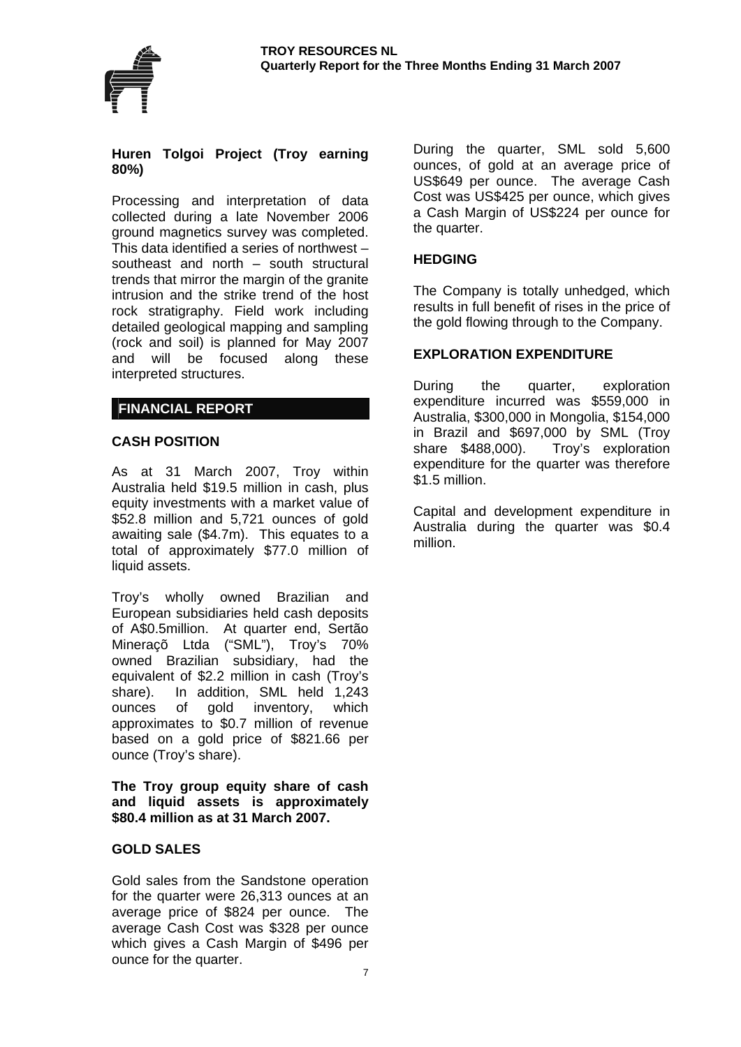**Huren Tolgoi Project (Troy earning 80%)**

Processing and interpretation of data collected during a late November 2006 ground magnetics survey was completed. This data identified a series of northwest – southeast and north – south structural trends that mirror the margin of the granite intrusion and the strike trend of the host rock stratigraphy. Field work including detailed geological mapping and sampling (rock and soil) is planned for May 2007 and will be focused along these interpreted structures.

## FINANCIAL REPORT

### CASH POSITION

As at 31 March 2007, Troy within Australia held $19.5 million in cash, plus equity investments with a market value of $52.8 million and 5,721 ounces of gold awaiting sale ($4.7m). This equates to a total of approximately $77.0 million of liquid assets.

Troy's wholly owned Brazilian and European subsidiaries held cash deposits of A$0.5million. At quarter end, Sertão Mineraçõ Ltda ("SML"), Troy's 70% owned Brazilian subsidiary, had the equivalent of $2.2 million in cash (Troy's share). In addition, SML held 1,243 ounces of gold inventory, which approximates to $0.7 million of revenue based on a gold price of $821.66 per ounce (Troy's share).

**The Troy group equity share of cash and liquid assets is approximately $80.4 million as at 31 March 2007.**

### GOLD SALES

Gold sales from the Sandstone operation for the quarter were 26,313 ounces at an average price of $824 per ounce. The average Cash Cost was $328 per ounce which gives a Cash Margin of $496 per ounce for the quarter.

During the quarter, SML sold 5,600 ounces, of gold at an average price of US$649 per ounce. The average Cash Cost was US$425 per ounce, which gives a Cash Margin of US$224 per ounce for the quarter.

### HEDGING

The Company is totally unhedged, which results in full benefit of rises in the price of the gold flowing through to the Company.

### EXPLORATION EXPENDITURE

During the quarter, exploration expenditure incurred was $559,000 in Australia, $300,000 in Mongolia, $154,000 in Brazil and $697,000 by SML (Troy share $488,000). Troy's exploration expenditure for the quarter was therefore $1.5 million.

Capital and development expenditure in Australia during the quarter was $0.4 million.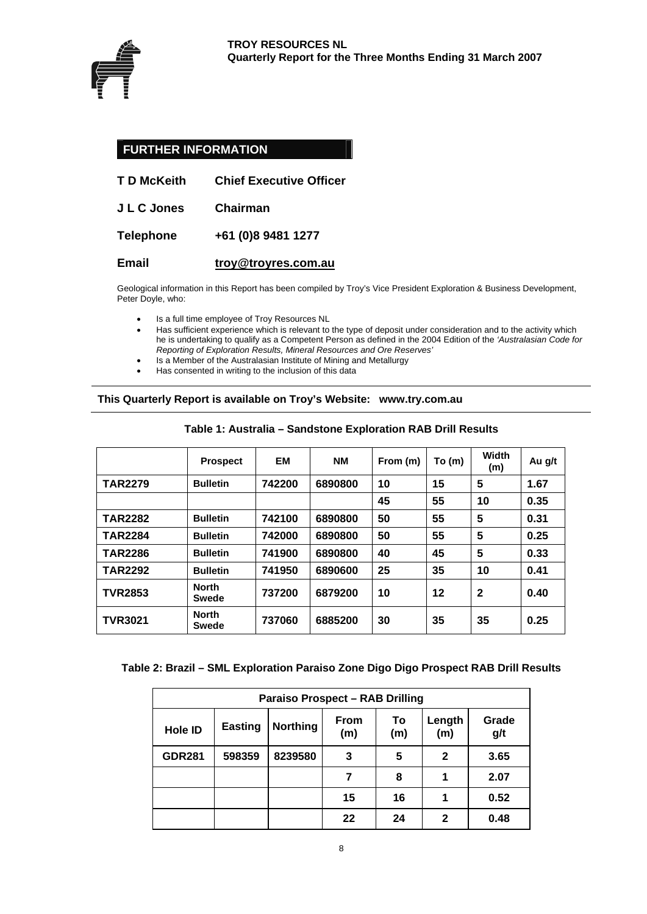## FURTHER INFORMATION

| | |
|---|---|
| **T D McKeith** | **Chief Executive Officer** |
| **J L C Jones** | **Chairman** |
| **Telephone** | **+61 (0)8 9481 1277** |
| **Email** | **troy@troyres.com.au** |

Geological information in this Report has been compiled by Troy's Vice President Exploration & Business Development, Peter Doyle, who:

- Is a full time employee of Troy Resources NL
- Has sufficient experience which is relevant to the type of deposit under consideration and to the activity which he is undertaking to qualify as a Competent Person as defined in the 2004 Edition of the *'Australasian Code for Reporting of Exploration Results, Mineral Resources and Ore Reserves'*
- Is a Member of the Australasian Institute of Mining and Metallurgy
- Has consented in writing to the inclusion of this data

**This Quarterly Report is available on Troy's Website: www.try.com.au**

**Table 1: Australia – Sandstone Exploration RAB Drill Results**

| | Prospect | EM | NM | From (m) | To (m) | Width (m) | Au g/t |
|---|---|---|---|---|---|---|---|
| **TAR2279** | **Bulletin** | **742200** | **6890800** | **10** | **15** | **5** | **1.67** |
| | | | | **45** | **55** | **10** | **0.35** |
| **TAR2282** | **Bulletin** | **742100** | **6890800** | **50** | **55** | **5** | **0.31** |
| **TAR2284** | **Bulletin** | **742000** | **6890800** | **50** | **55** | **5** | **0.25** |
| **TAR2286** | **Bulletin** | **741900** | **6890800** | **40** | **45** | **5** | **0.33** |
| **TAR2292** | **Bulletin** | **741950** | **6890600** | **25** | **35** | **10** | **0.41** |
| **TVR2853** | **North Swede** | **737200** | **6879200** | **10** | **12** | **2** | **0.40** |
| **TVR3021** | **North Swede** | **737060** | **6885200** | **30** | **35** | **35** | **0.25** |

**Table 2: Brazil – SML Exploration Paraiso Zone Digo Digo Prospect RAB Drill Results**

| **Paraiso Prospect – RAB Drilling** | | | | | | |
|---|---|---|---|---|---|---|
| **Hole ID** | **Easting** | **Northing** | **From (m)** | **To (m)** | **Length (m)** | **Grade g/t** |
| **GDR281** | **598359** | **8239580** | **3** | **5** | **2** | **3.65** |
| | | | **7** | **8** | **1** | **2.07** |
| | | | **15** | **16** | **1** | **0.52** |
| | | | **22** | **24** | **2** | **0.48** |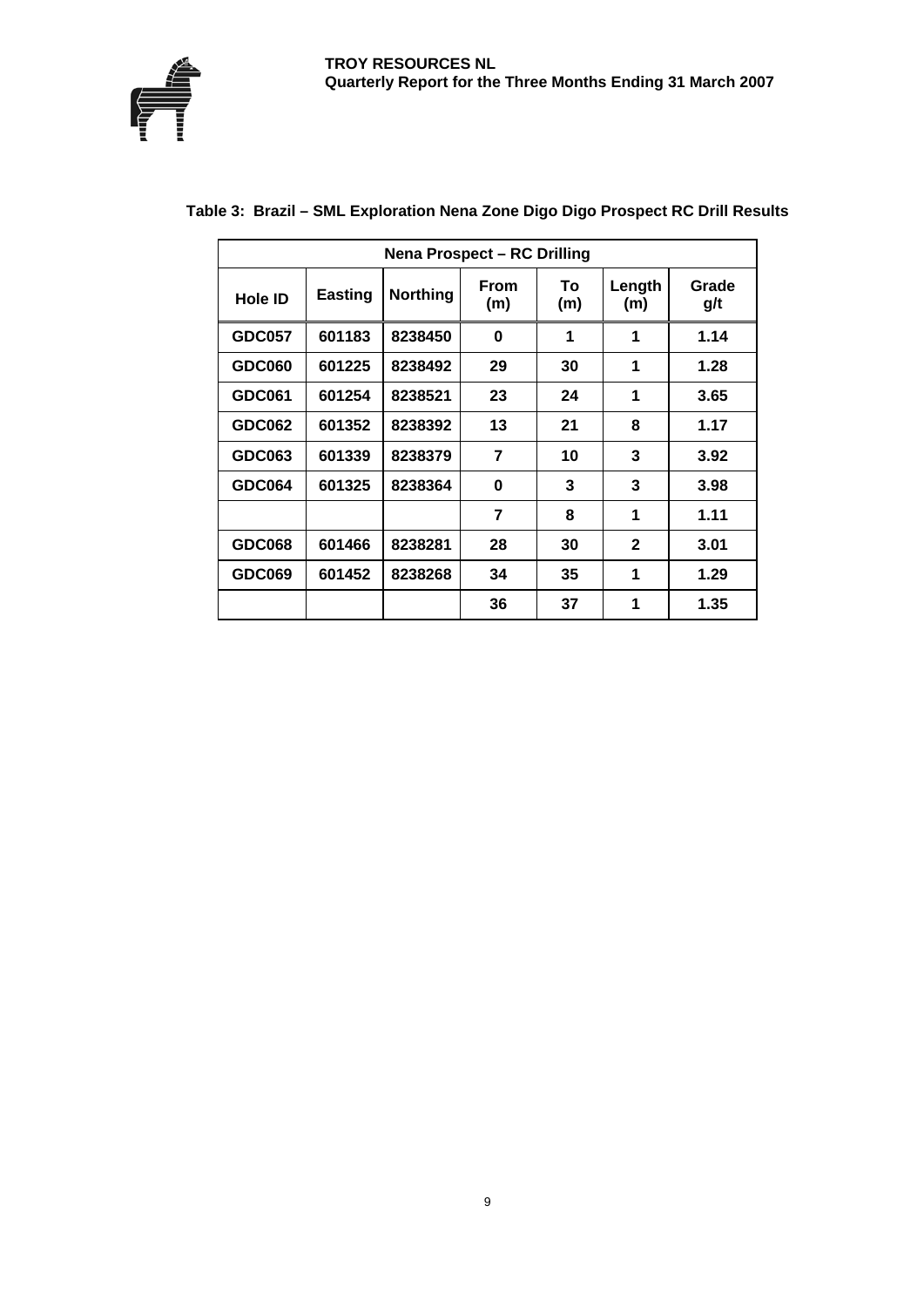**Table 3: Brazil – SML Exploration Nena Zone Digo Digo Prospect RC Drill Results**

| Nena Prospect – RC Drilling | | | | | | |
|---|---|---|---|---|---|---|
| **Hole ID** | **Easting** | **Northing** | **From (m)** | **To (m)** | **Length (m)** | **Grade g/t** |
| **GDC057** | **601183** | **8238450** | **0** | **1** | **1** | **1.14** |
| **GDC060** | **601225** | **8238492** | **29** | **30** | **1** | **1.28** |
| **GDC061** | **601254** | **8238521** | **23** | **24** | **1** | **3.65** |
| **GDC062** | **601352** | **8238392** | **13** | **21** | **8** | **1.17** |
| **GDC063** | **601339** | **8238379** | **7** | **10** | **3** | **3.92** |
| **GDC064** | **601325** | **8238364** | **0** | **3** | **3** | **3.98** |
| | | | **7** | **8** | **1** | **1.11** |
| **GDC068** | **601466** | **8238281** | **28** | **30** | **2** | **3.01** |
| **GDC069** | **601452** | **8238268** | **34** | **35** | **1** | **1.29** |
| | | | **36** | **37** | **1** | **1.35** |